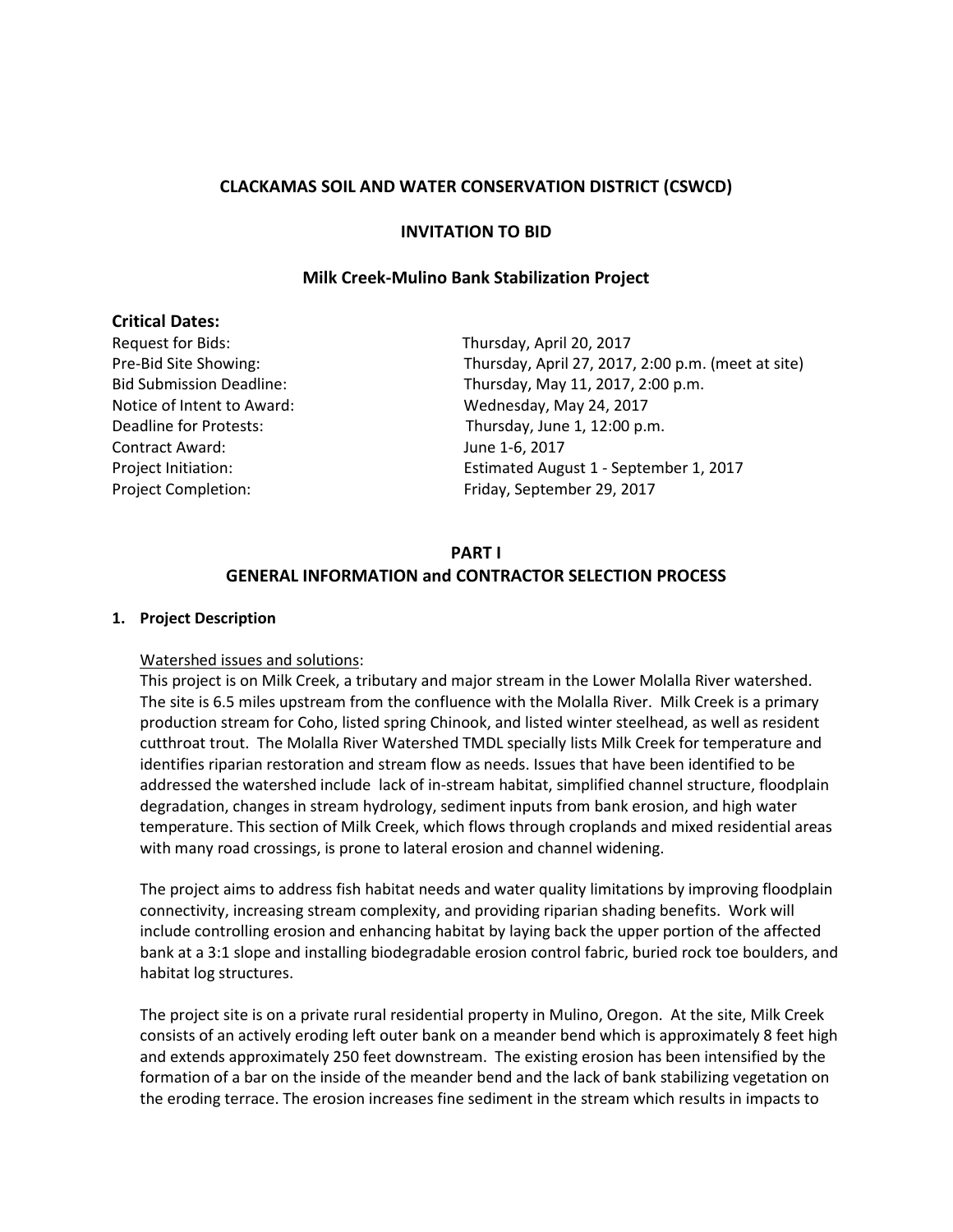**CLACKAMAS SOIL AND WATER CONSERVATION DISTRICT (CSWCD)**

**INVITATION TO BID**

**Milk Creek-Mulino Bank Stabilization Project**

## Critical Dates:

| | |
|---|---|
| Request for Bids: | Thursday, April 20, 2017 |
| Pre-Bid Site Showing: | Thursday, April 27, 2017, 2:00 p.m. (meet at site) |
| Bid Submission Deadline: | Thursday, May 11, 2017, 2:00 p.m. |
| Notice of Intent to Award: | Wednesday, May 24, 2017 |
| Deadline for Protests: | Thursday, June 1, 12:00 p.m. |
| Contract Award: | June 1-6, 2017 |
| Project Initiation: | Estimated August 1 - September 1, 2017 |
| Project Completion: | Friday, September 29, 2017 |

## PART I
## GENERAL INFORMATION and CONTRACTOR SELECTION PROCESS

### 1. Project Description

Watershed issues and solutions:

This project is on Milk Creek, a tributary and major stream in the Lower Molalla River watershed. The site is 6.5 miles upstream from the confluence with the Molalla River. Milk Creek is a primary production stream for Coho, listed spring Chinook, and listed winter steelhead, as well as resident cutthroat trout. The Molalla River Watershed TMDL specially lists Milk Creek for temperature and identifies riparian restoration and stream flow as needs. Issues that have been identified to be addressed the watershed include lack of in-stream habitat, simplified channel structure, floodplain degradation, changes in stream hydrology, sediment inputs from bank erosion, and high water temperature. This section of Milk Creek, which flows through croplands and mixed residential areas with many road crossings, is prone to lateral erosion and channel widening.

The project aims to address fish habitat needs and water quality limitations by improving floodplain connectivity, increasing stream complexity, and providing riparian shading benefits. Work will include controlling erosion and enhancing habitat by laying back the upper portion of the affected bank at a 3:1 slope and installing biodegradable erosion control fabric, buried rock toe boulders, and habitat log structures.

The project site is on a private rural residential property in Mulino, Oregon. At the site, Milk Creek consists of an actively eroding left outer bank on a meander bend which is approximately 8 feet high and extends approximately 250 feet downstream. The existing erosion has been intensified by the formation of a bar on the inside of the meander bend and the lack of bank stabilizing vegetation on the eroding terrace. The erosion increases fine sediment in the stream which results in impacts to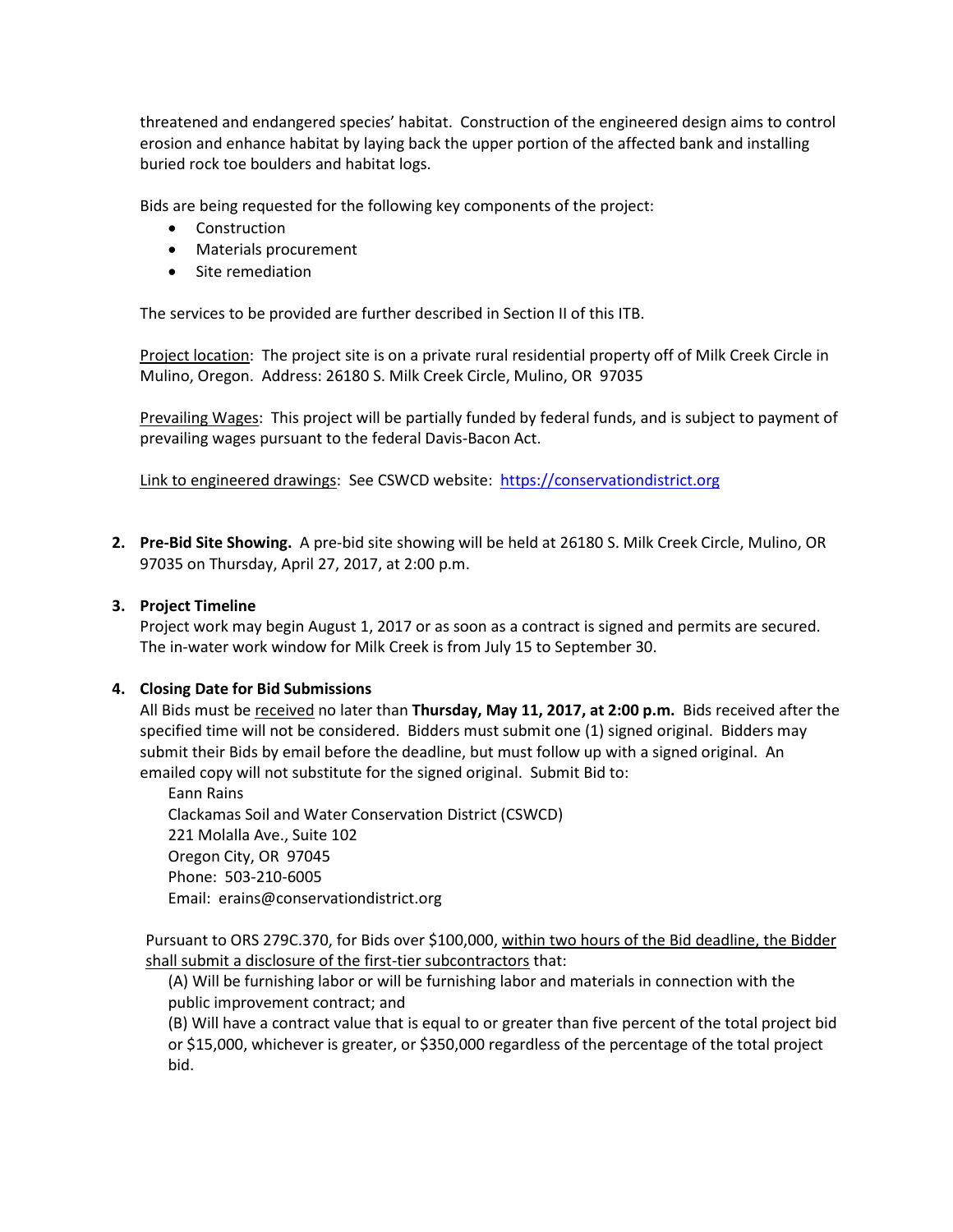threatened and endangered species' habitat. Construction of the engineered design aims to control erosion and enhance habitat by laying back the upper portion of the affected bank and installing buried rock toe boulders and habitat logs.

Bids are being requested for the following key components of the project:

- Construction
- Materials procurement
- Site remediation

The services to be provided are further described in Section II of this ITB.

Project location: The project site is on a private rural residential property off of Milk Creek Circle in Mulino, Oregon. Address: 26180 S. Milk Creek Circle, Mulino, OR 97035

Prevailing Wages: This project will be partially funded by federal funds, and is subject to payment of prevailing wages pursuant to the federal Davis-Bacon Act.

Link to engineered drawings: See CSWCD website: https://conservationdistrict.org

2. **Pre-Bid Site Showing.** A pre-bid site showing will be held at 26180 S. Milk Creek Circle, Mulino, OR 97035 on Thursday, April 27, 2017, at 2:00 p.m.

3. **Project Timeline**

   Project work may begin August 1, 2017 or as soon as a contract is signed and permits are secured. The in-water work window for Milk Creek is from July 15 to September 30.

4. **Closing Date for Bid Submissions**

   All Bids must be received no later than **Thursday, May 11, 2017, at 2:00 p.m.** Bids received after the specified time will not be considered. Bidders must submit one (1) signed original. Bidders may submit their Bids by email before the deadline, but must follow up with a signed original. An emailed copy will not substitute for the signed original. Submit Bid to:

   Eann Rains
   Clackamas Soil and Water Conservation District (CSWCD)
   221 Molalla Ave., Suite 102
   Oregon City, OR 97045
   Phone: 503-210-6005
   Email: erains@conservationdistrict.org

   Pursuant to ORS 279C.370, for Bids over $100,000, within two hours of the Bid deadline, the Bidder shall submit a disclosure of the first-tier subcontractors that:

   (A) Will be furnishing labor or will be furnishing labor and materials in connection with the public improvement contract; and

   (B) Will have a contract value that is equal to or greater than five percent of the total project bid or $15,000, whichever is greater, or $350,000 regardless of the percentage of the total project bid.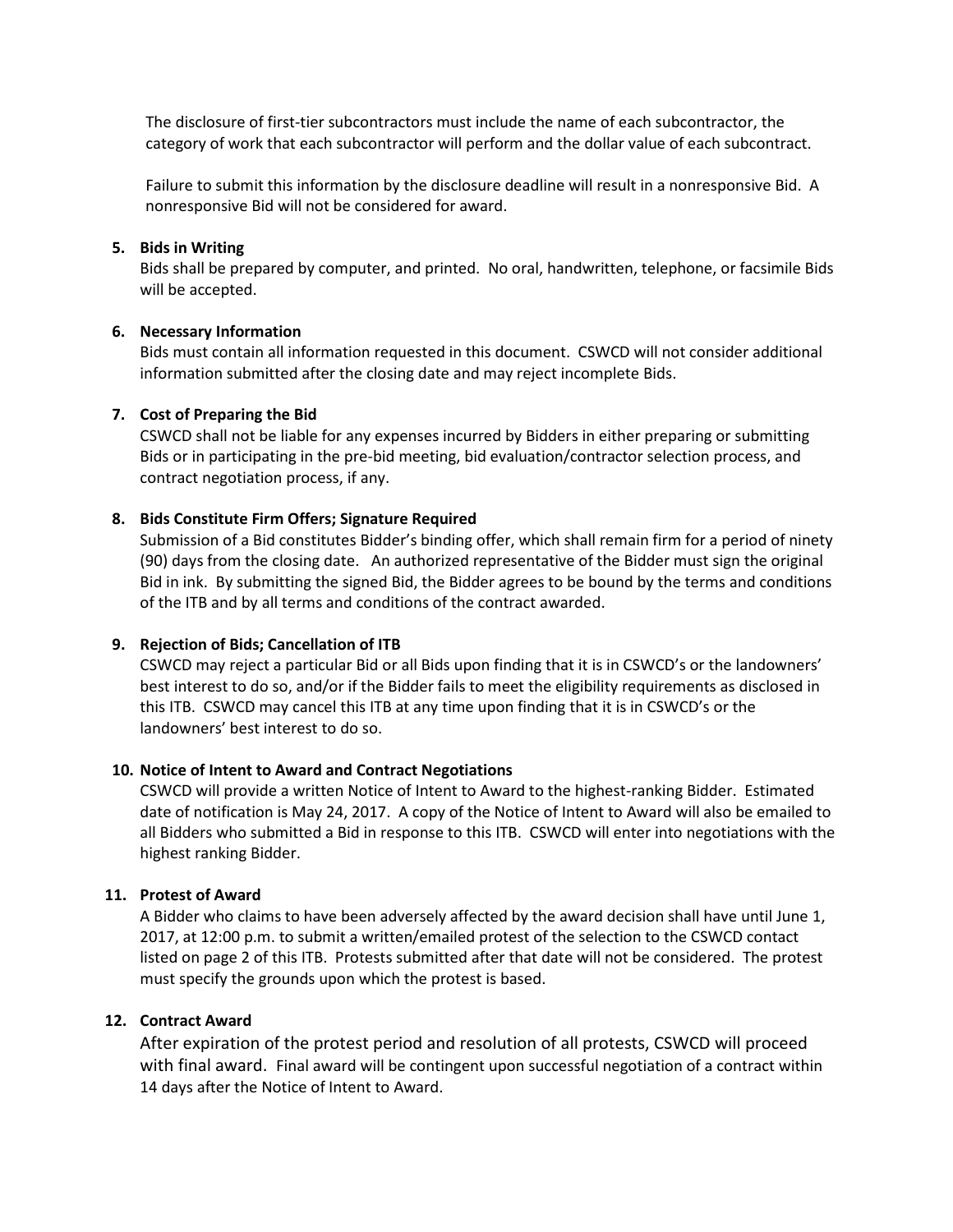The disclosure of first-tier subcontractors must include the name of each subcontractor, the category of work that each subcontractor will perform and the dollar value of each subcontract.

Failure to submit this information by the disclosure deadline will result in a nonresponsive Bid. A nonresponsive Bid will not be considered for award.

**5. Bids in Writing**

Bids shall be prepared by computer, and printed. No oral, handwritten, telephone, or facsimile Bids will be accepted.

**6. Necessary Information**

Bids must contain all information requested in this document. CSWCD will not consider additional information submitted after the closing date and may reject incomplete Bids.

**7. Cost of Preparing the Bid**

CSWCD shall not be liable for any expenses incurred by Bidders in either preparing or submitting Bids or in participating in the pre-bid meeting, bid evaluation/contractor selection process, and contract negotiation process, if any.

**8. Bids Constitute Firm Offers; Signature Required**

Submission of a Bid constitutes Bidder's binding offer, which shall remain firm for a period of ninety (90) days from the closing date. An authorized representative of the Bidder must sign the original Bid in ink. By submitting the signed Bid, the Bidder agrees to be bound by the terms and conditions of the ITB and by all terms and conditions of the contract awarded.

**9. Rejection of Bids; Cancellation of ITB**

CSWCD may reject a particular Bid or all Bids upon finding that it is in CSWCD's or the landowners' best interest to do so, and/or if the Bidder fails to meet the eligibility requirements as disclosed in this ITB. CSWCD may cancel this ITB at any time upon finding that it is in CSWCD's or the landowners' best interest to do so.

**10. Notice of Intent to Award and Contract Negotiations**

CSWCD will provide a written Notice of Intent to Award to the highest-ranking Bidder. Estimated date of notification is May 24, 2017. A copy of the Notice of Intent to Award will also be emailed to all Bidders who submitted a Bid in response to this ITB. CSWCD will enter into negotiations with the highest ranking Bidder.

**11. Protest of Award**

A Bidder who claims to have been adversely affected by the award decision shall have until June 1, 2017, at 12:00 p.m. to submit a written/emailed protest of the selection to the CSWCD contact listed on page 2 of this ITB. Protests submitted after that date will not be considered. The protest must specify the grounds upon which the protest is based.

**12. Contract Award**

After expiration of the protest period and resolution of all protests, CSWCD will proceed with final award. Final award will be contingent upon successful negotiation of a contract within 14 days after the Notice of Intent to Award.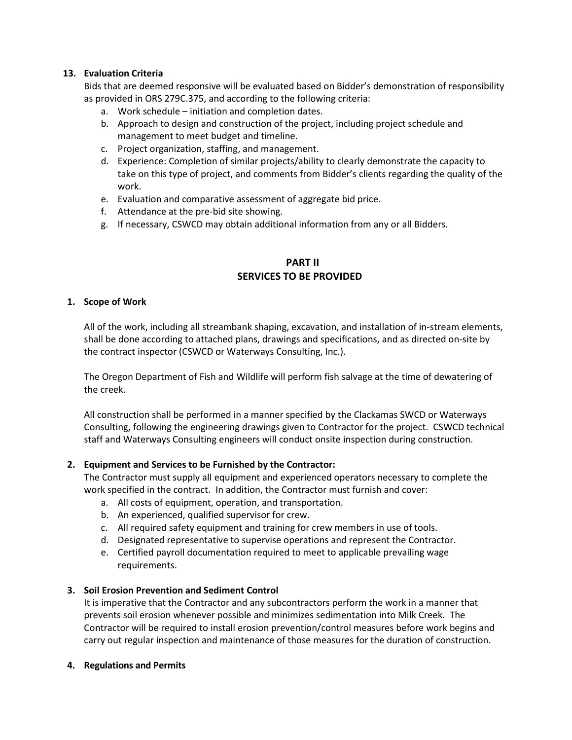**13. Evaluation Criteria**

Bids that are deemed responsive will be evaluated based on Bidder's demonstration of responsibility as provided in ORS 279C.375, and according to the following criteria:

a. Work schedule – initiation and completion dates.
b. Approach to design and construction of the project, including project schedule and management to meet budget and timeline.
c. Project organization, staffing, and management.
d. Experience: Completion of similar projects/ability to clearly demonstrate the capacity to take on this type of project, and comments from Bidder's clients regarding the quality of the work.
e. Evaluation and comparative assessment of aggregate bid price.
f. Attendance at the pre-bid site showing.
g. If necessary, CSWCD may obtain additional information from any or all Bidders.

## PART II
## SERVICES TO BE PROVIDED

**1. Scope of Work**

All of the work, including all streambank shaping, excavation, and installation of in-stream elements, shall be done according to attached plans, drawings and specifications, and as directed on-site by the contract inspector (CSWCD or Waterways Consulting, Inc.).

The Oregon Department of Fish and Wildlife will perform fish salvage at the time of dewatering of the creek.

All construction shall be performed in a manner specified by the Clackamas SWCD or Waterways Consulting, following the engineering drawings given to Contractor for the project. CSWCD technical staff and Waterways Consulting engineers will conduct onsite inspection during construction.

**2. Equipment and Services to be Furnished by the Contractor:**

The Contractor must supply all equipment and experienced operators necessary to complete the work specified in the contract. In addition, the Contractor must furnish and cover:

a. All costs of equipment, operation, and transportation.
b. An experienced, qualified supervisor for crew.
c. All required safety equipment and training for crew members in use of tools.
d. Designated representative to supervise operations and represent the Contractor.
e. Certified payroll documentation required to meet to applicable prevailing wage requirements.

**3. Soil Erosion Prevention and Sediment Control**

It is imperative that the Contractor and any subcontractors perform the work in a manner that prevents soil erosion whenever possible and minimizes sedimentation into Milk Creek. The Contractor will be required to install erosion prevention/control measures before work begins and carry out regular inspection and maintenance of those measures for the duration of construction.

**4. Regulations and Permits**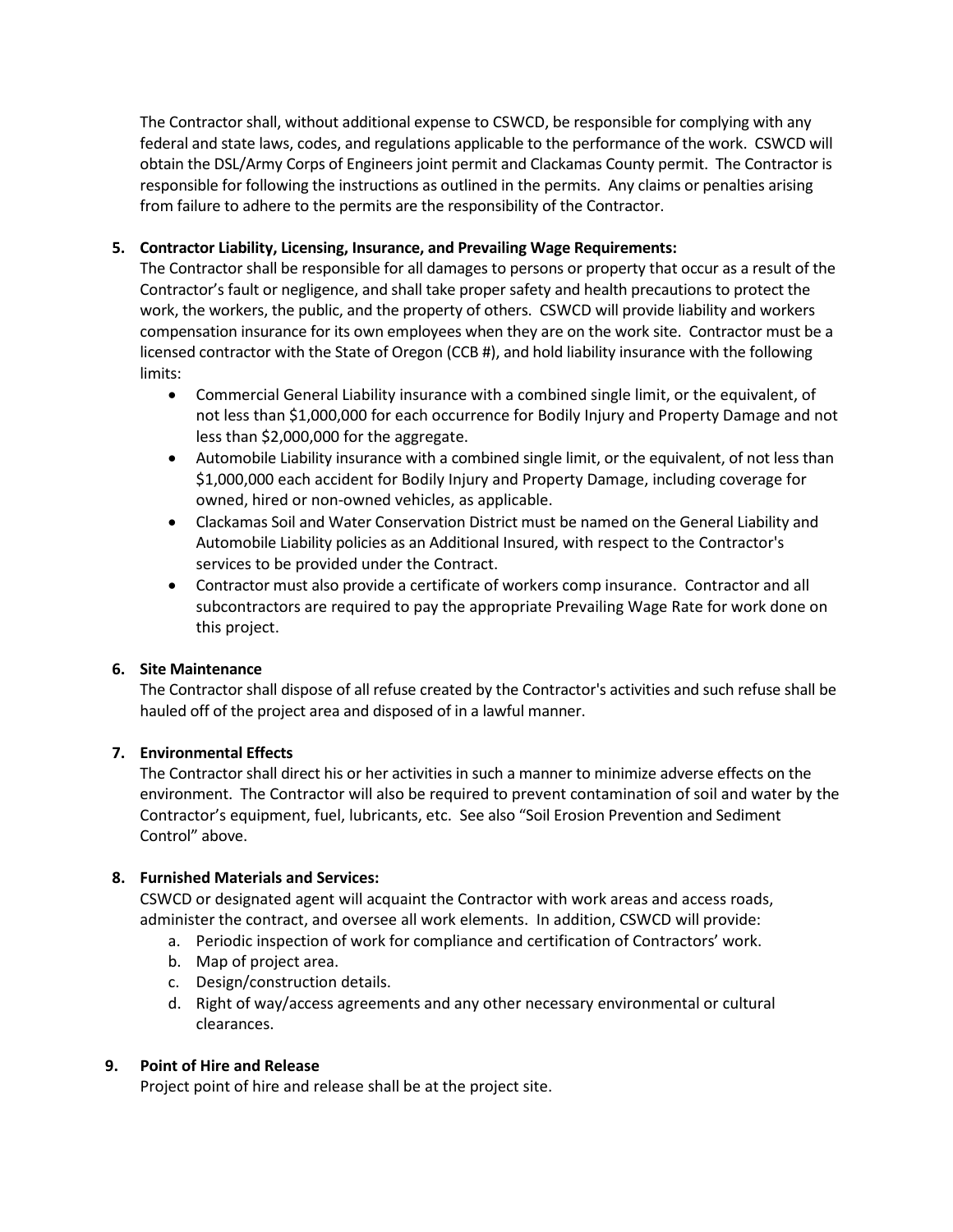The Contractor shall, without additional expense to CSWCD, be responsible for complying with any federal and state laws, codes, and regulations applicable to the performance of the work. CSWCD will obtain the DSL/Army Corps of Engineers joint permit and Clackamas County permit. The Contractor is responsible for following the instructions as outlined in the permits. Any claims or penalties arising from failure to adhere to the permits are the responsibility of the Contractor.

5. **Contractor Liability, Licensing, Insurance, and Prevailing Wage Requirements:**
   The Contractor shall be responsible for all damages to persons or property that occur as a result of the Contractor's fault or negligence, and shall take proper safety and health precautions to protect the work, the workers, the public, and the property of others. CSWCD will provide liability and workers compensation insurance for its own employees when they are on the work site. Contractor must be a licensed contractor with the State of Oregon (CCB #), and hold liability insurance with the following limits:
   - Commercial General Liability insurance with a combined single limit, or the equivalent, of not less than $1,000,000 for each occurrence for Bodily Injury and Property Damage and not less than $2,000,000 for the aggregate.
   - Automobile Liability insurance with a combined single limit, or the equivalent, of not less than $1,000,000 each accident for Bodily Injury and Property Damage, including coverage for owned, hired or non-owned vehicles, as applicable.
   - Clackamas Soil and Water Conservation District must be named on the General Liability and Automobile Liability policies as an Additional Insured, with respect to the Contractor's services to be provided under the Contract.
   - Contractor must also provide a certificate of workers comp insurance. Contractor and all subcontractors are required to pay the appropriate Prevailing Wage Rate for work done on this project.

6. **Site Maintenance**
   The Contractor shall dispose of all refuse created by the Contractor's activities and such refuse shall be hauled off of the project area and disposed of in a lawful manner.

7. **Environmental Effects**
   The Contractor shall direct his or her activities in such a manner to minimize adverse effects on the environment. The Contractor will also be required to prevent contamination of soil and water by the Contractor's equipment, fuel, lubricants, etc. See also "Soil Erosion Prevention and Sediment Control" above.

8. **Furnished Materials and Services:**
   CSWCD or designated agent will acquaint the Contractor with work areas and access roads, administer the contract, and oversee all work elements. In addition, CSWCD will provide:
   a. Periodic inspection of work for compliance and certification of Contractors' work.
   b. Map of project area.
   c. Design/construction details.
   d. Right of way/access agreements and any other necessary environmental or cultural clearances.

9. **Point of Hire and Release**
   Project point of hire and release shall be at the project site.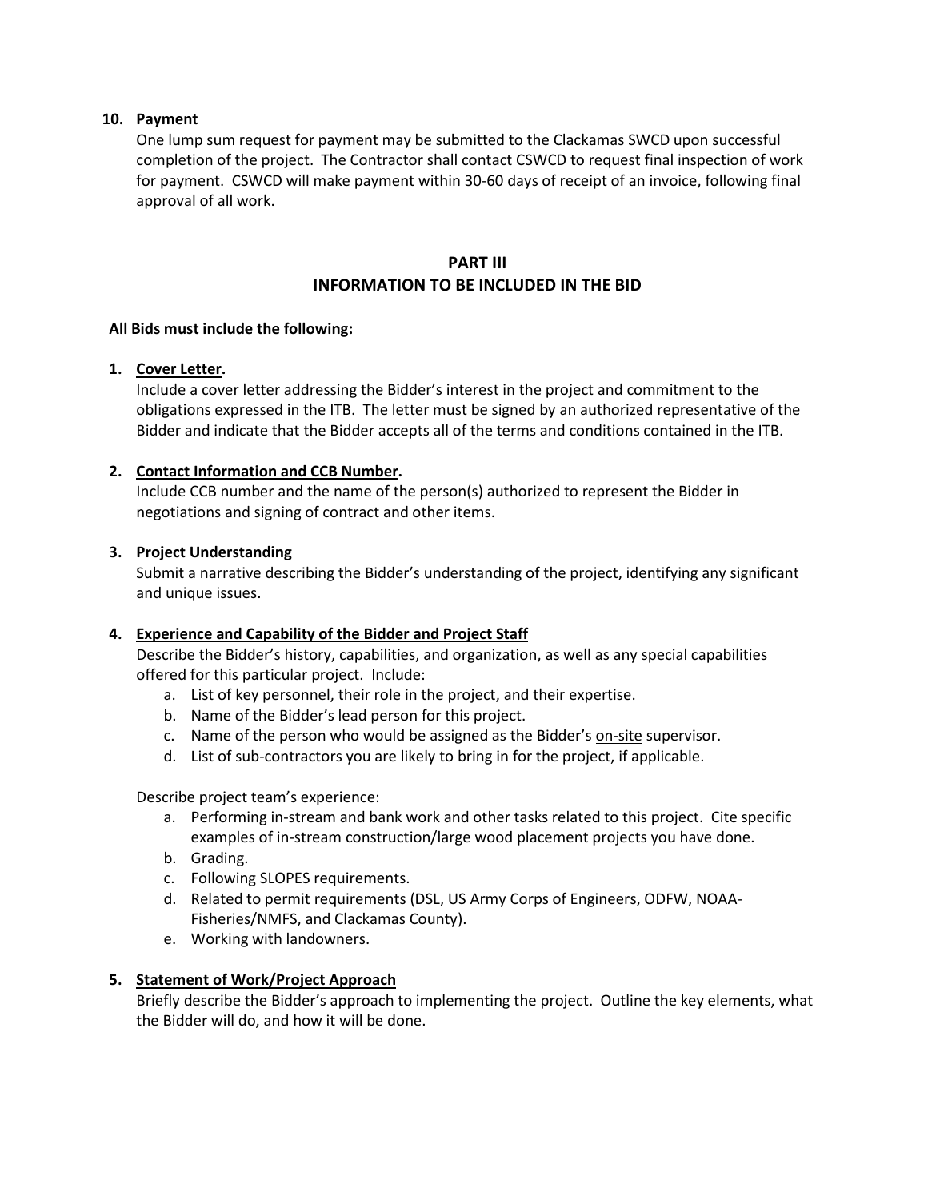**10. Payment**

One lump sum request for payment may be submitted to the Clackamas SWCD upon successful completion of the project. The Contractor shall contact CSWCD to request final inspection of work for payment. CSWCD will make payment within 30-60 days of receipt of an invoice, following final approval of all work.

## PART III
## INFORMATION TO BE INCLUDED IN THE BID

**All Bids must include the following:**

1. **Cover Letter.**
   Include a cover letter addressing the Bidder's interest in the project and commitment to the obligations expressed in the ITB. The letter must be signed by an authorized representative of the Bidder and indicate that the Bidder accepts all of the terms and conditions contained in the ITB.

2. **Contact Information and CCB Number.**
   Include CCB number and the name of the person(s) authorized to represent the Bidder in negotiations and signing of contract and other items.

3. **Project Understanding**
   Submit a narrative describing the Bidder's understanding of the project, identifying any significant and unique issues.

4. **Experience and Capability of the Bidder and Project Staff**
   Describe the Bidder's history, capabilities, and organization, as well as any special capabilities offered for this particular project. Include:
   a. List of key personnel, their role in the project, and their expertise.
   b. Name of the Bidder's lead person for this project.
   c. Name of the person who would be assigned as the Bidder's on-site supervisor.
   d. List of sub-contractors you are likely to bring in for the project, if applicable.

   Describe project team's experience:
   a. Performing in-stream and bank work and other tasks related to this project. Cite specific examples of in-stream construction/large wood placement projects you have done.
   b. Grading.
   c. Following SLOPES requirements.
   d. Related to permit requirements (DSL, US Army Corps of Engineers, ODFW, NOAA-Fisheries/NMFS, and Clackamas County).
   e. Working with landowners.

5. **Statement of Work/Project Approach**
   Briefly describe the Bidder's approach to implementing the project. Outline the key elements, what the Bidder will do, and how it will be done.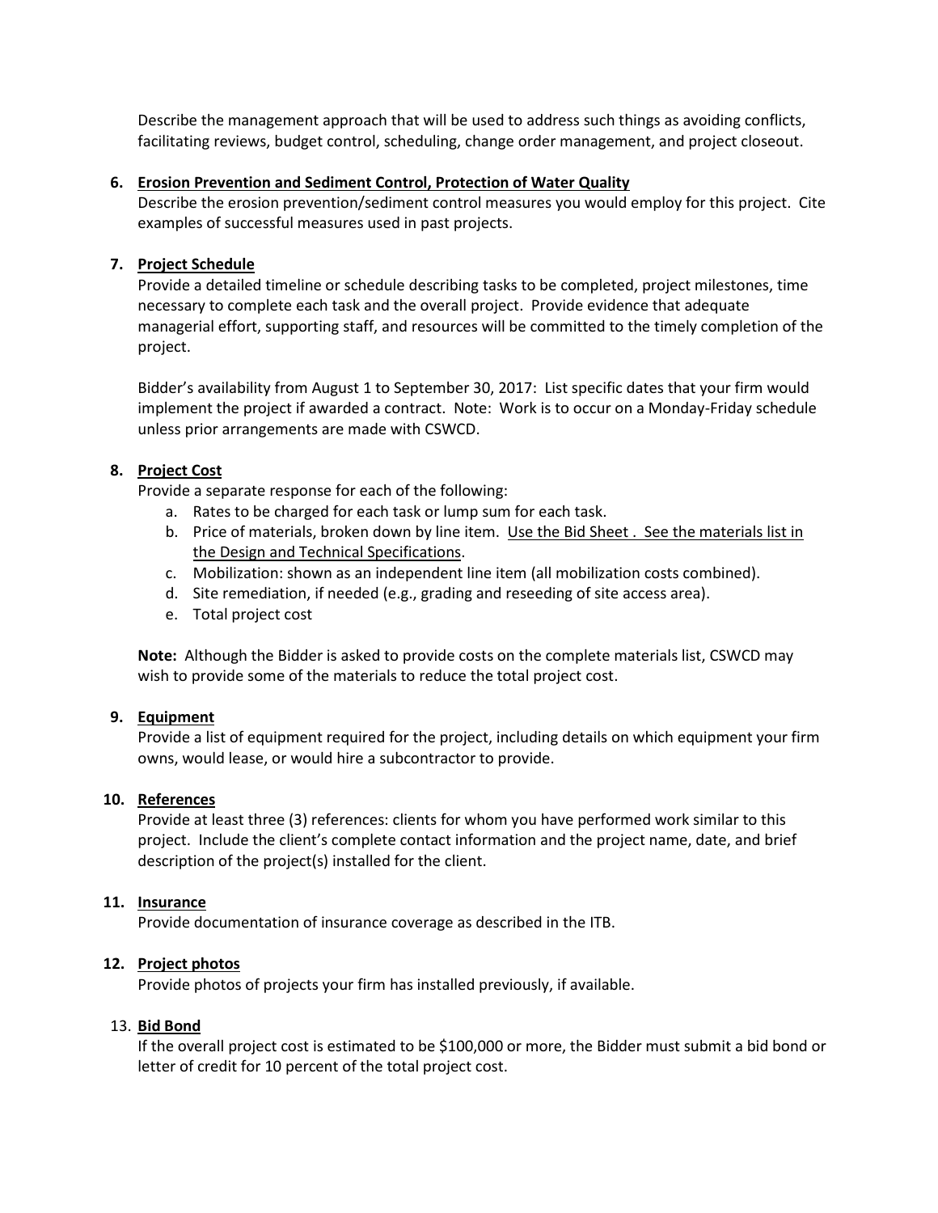Describe the management approach that will be used to address such things as avoiding conflicts, facilitating reviews, budget control, scheduling, change order management, and project closeout.

6. **Erosion Prevention and Sediment Control, Protection of Water Quality**
   Describe the erosion prevention/sediment control measures you would employ for this project. Cite examples of successful measures used in past projects.

7. **Project Schedule**
   Provide a detailed timeline or schedule describing tasks to be completed, project milestones, time necessary to complete each task and the overall project. Provide evidence that adequate managerial effort, supporting staff, and resources will be committed to the timely completion of the project.

   Bidder's availability from August 1 to September 30, 2017: List specific dates that your firm would implement the project if awarded a contract. Note: Work is to occur on a Monday-Friday schedule unless prior arrangements are made with CSWCD.

8. **Project Cost**
   Provide a separate response for each of the following:
   a. Rates to be charged for each task or lump sum for each task.
   b. Price of materials, broken down by line item. Use the Bid Sheet . See the materials list in the Design and Technical Specifications.
   c. Mobilization: shown as an independent line item (all mobilization costs combined).
   d. Site remediation, if needed (e.g., grading and reseeding of site access area).
   e. Total project cost

   **Note:** Although the Bidder is asked to provide costs on the complete materials list, CSWCD may wish to provide some of the materials to reduce the total project cost.

9. **Equipment**
   Provide a list of equipment required for the project, including details on which equipment your firm owns, would lease, or would hire a subcontractor to provide.

10. **References**
    Provide at least three (3) references: clients for whom you have performed work similar to this project. Include the client's complete contact information and the project name, date, and brief description of the project(s) installed for the client.

11. **Insurance**
    Provide documentation of insurance coverage as described in the ITB.

12. **Project photos**
    Provide photos of projects your firm has installed previously, if available.

13. **Bid Bond**
    If the overall project cost is estimated to be $100,000 or more, the Bidder must submit a bid bond or letter of credit for 10 percent of the total project cost.